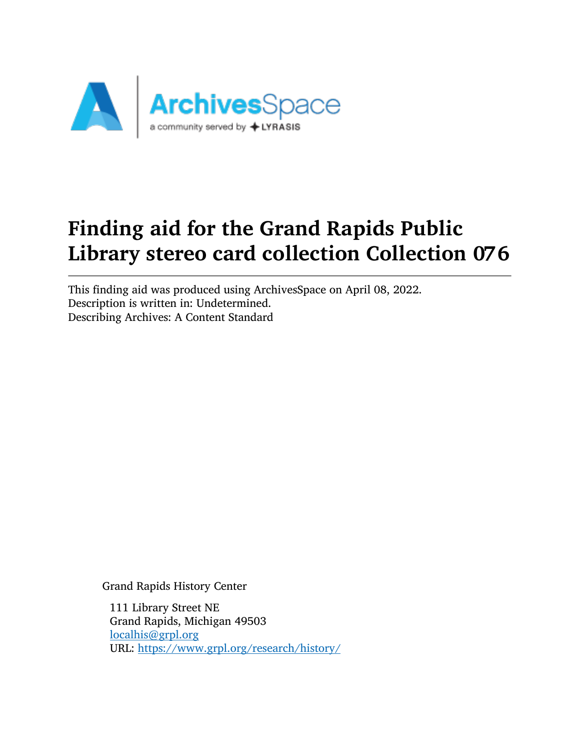# Finding aid for the Grand Rapids Public Library stereo card collection Collection 076

This finding aid was produced using ArchivesSpace on April 08, 2022.
Description is written in: Undetermined.
Describing Archives: A Content Standard

Grand Rapids History Center

111 Library Street NE
Grand Rapids, Michigan 49503
localhis@grpl.org
URL: https://www.grpl.org/research/history/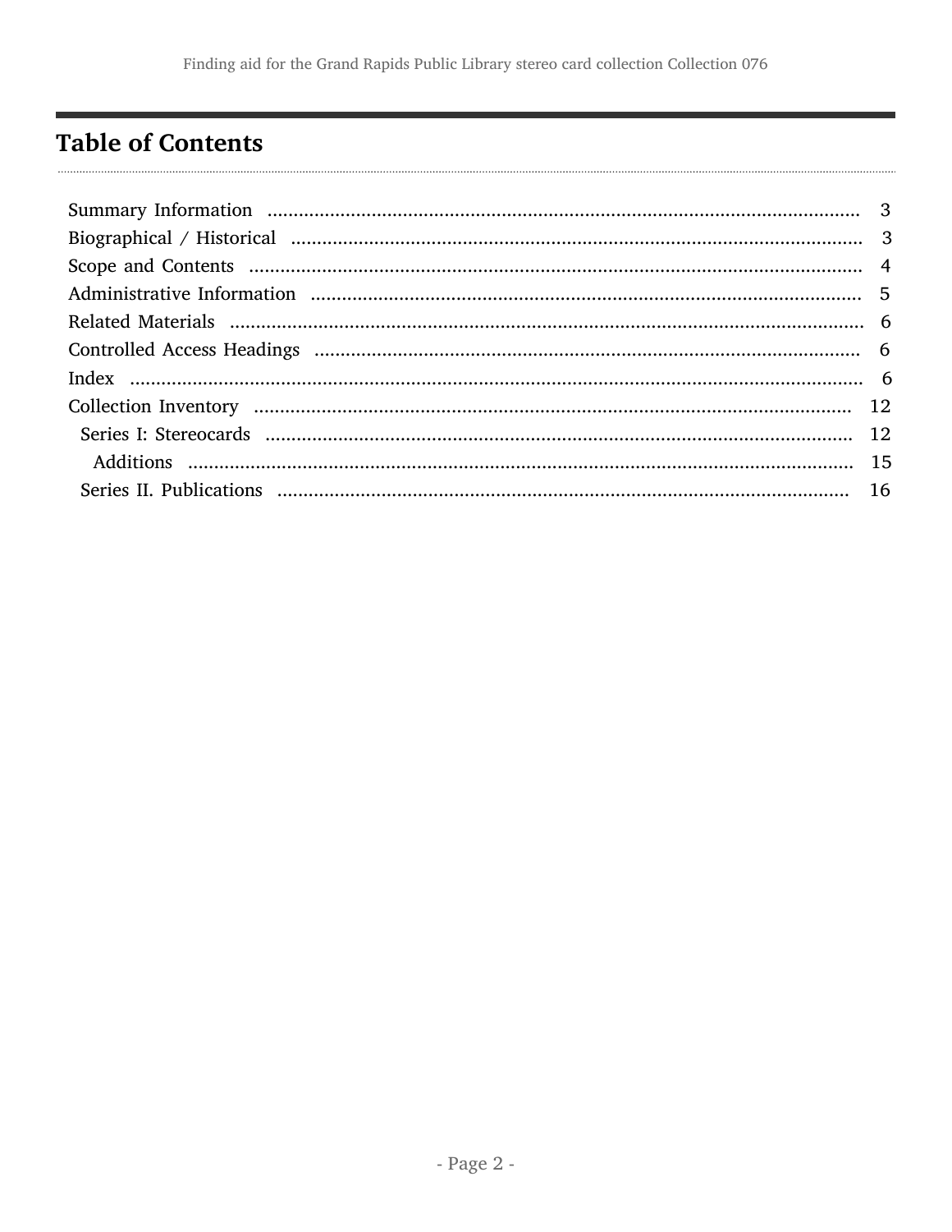## Table of Contents

- Summary Information ........ 3
- Biographical / Historical ........ 3
- Scope and Contents ........ 4
- Administrative Information ........ 5
- Related Materials ........ 6
- Controlled Access Headings ........ 6
- Index ........ 6
- Collection Inventory ........ 12
  - Series I: Stereocards ........ 12
    - Additions ........ 15
  - Series II. Publications ........ 16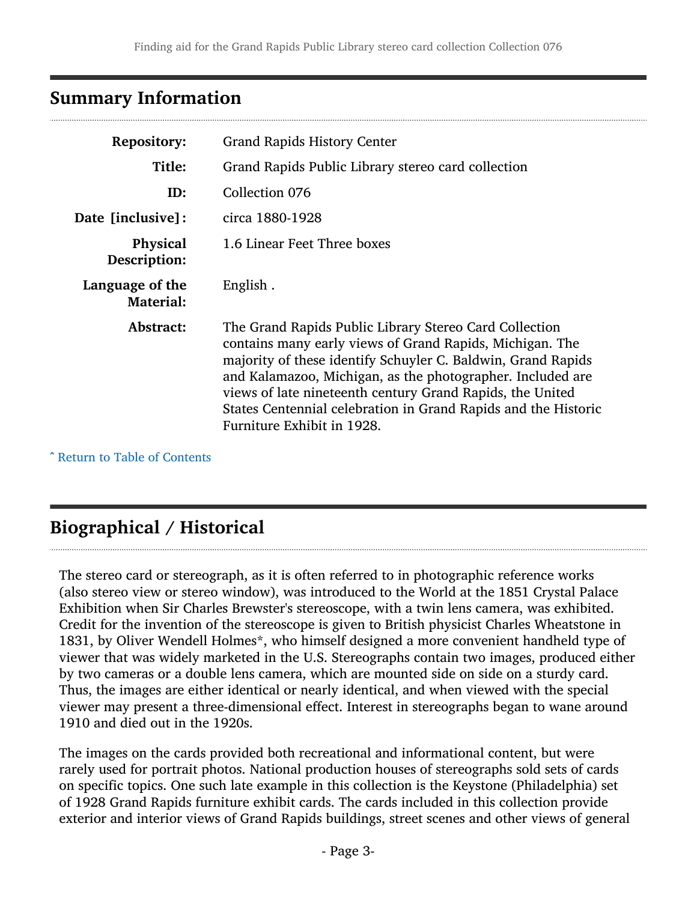## Summary Information

| | |
|---|---|
| **Repository:** | Grand Rapids History Center |
| **Title:** | Grand Rapids Public Library stereo card collection |
| **ID:** | Collection 076 |
| **Date [inclusive]:** | circa 1880-1928 |
| **Physical Description:** | 1.6 Linear Feet Three boxes |
| **Language of the Material:** | English . |
| **Abstract:** | The Grand Rapids Public Library Stereo Card Collection contains many early views of Grand Rapids, Michigan. The majority of these identify Schuyler C. Baldwin, Grand Rapids and Kalamazoo, Michigan, as the photographer. Included are views of late nineteenth century Grand Rapids, the United States Centennial celebration in Grand Rapids and the Historic Furniture Exhibit in 1928. |

ˆ Return to Table of Contents

## Biographical / Historical

The stereo card or stereograph, as it is often referred to in photographic reference works (also stereo view or stereo window), was introduced to the World at the 1851 Crystal Palace Exhibition when Sir Charles Brewster's stereoscope, with a twin lens camera, was exhibited. Credit for the invention of the stereoscope is given to British physicist Charles Wheatstone in 1831, by Oliver Wendell Holmes*, who himself designed a more convenient handheld type of viewer that was widely marketed in the U.S. Stereographs contain two images, produced either by two cameras or a double lens camera, which are mounted side on side on a sturdy card. Thus, the images are either identical or nearly identical, and when viewed with the special viewer may present a three-dimensional effect. Interest in stereographs began to wane around 1910 and died out in the 1920s.

The images on the cards provided both recreational and informational content, but were rarely used for portrait photos. National production houses of stereographs sold sets of cards on specific topics. One such late example in this collection is the Keystone (Philadelphia) set of 1928 Grand Rapids furniture exhibit cards. The cards included in this collection provide exterior and interior views of Grand Rapids buildings, street scenes and other views of general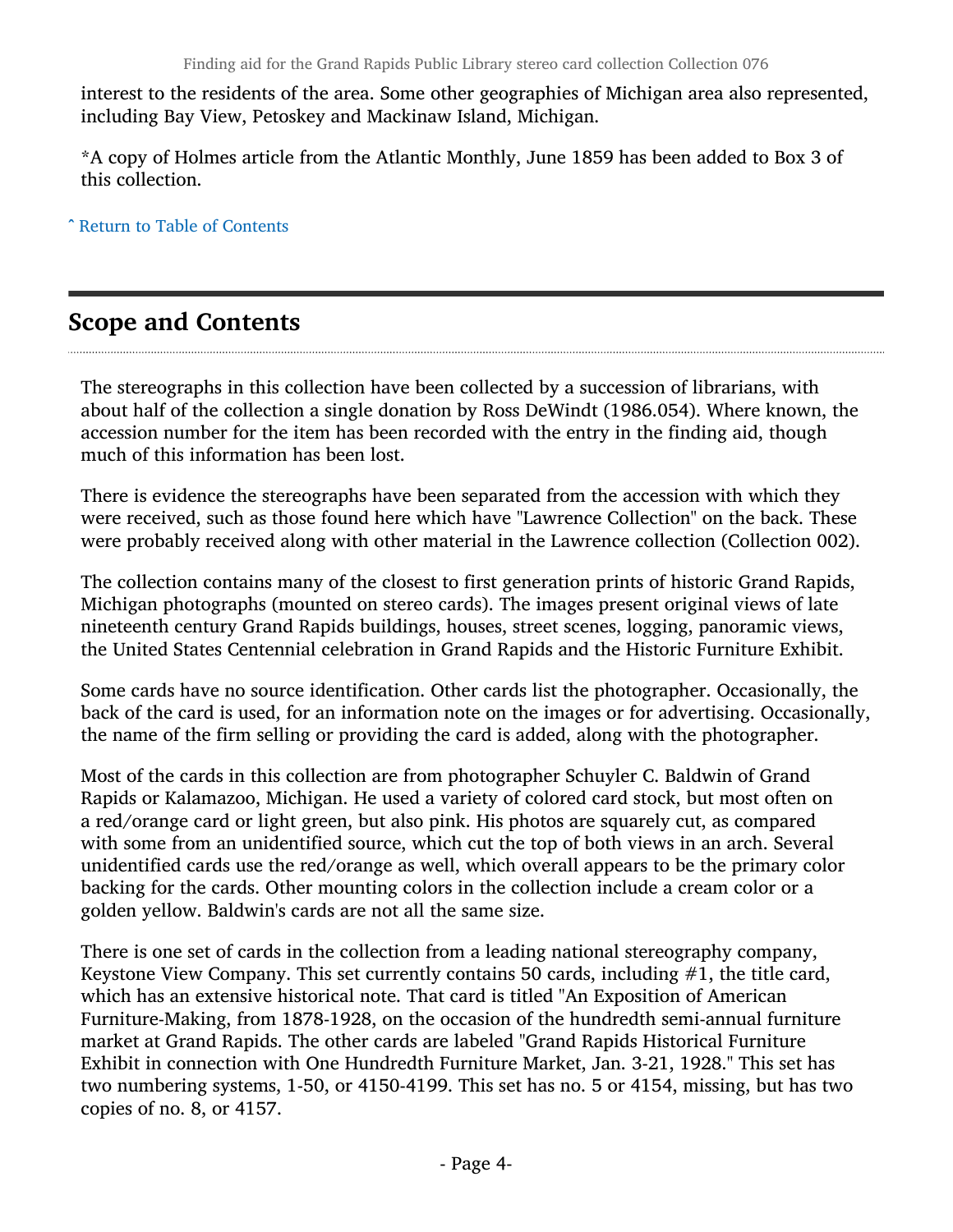interest to the residents of the area. Some other geographies of Michigan area also represented, including Bay View, Petoskey and Mackinaw Island, Michigan.

*A copy of Holmes article from the Atlantic Monthly, June 1859 has been added to Box 3 of this collection.

ˆ Return to Table of Contents

## Scope and Contents

The stereographs in this collection have been collected by a succession of librarians, with about half of the collection a single donation by Ross DeWindt (1986.054). Where known, the accession number for the item has been recorded with the entry in the finding aid, though much of this information has been lost.

There is evidence the stereographs have been separated from the accession with which they were received, such as those found here which have "Lawrence Collection" on the back. These were probably received along with other material in the Lawrence collection (Collection 002).

The collection contains many of the closest to first generation prints of historic Grand Rapids, Michigan photographs (mounted on stereo cards). The images present original views of late nineteenth century Grand Rapids buildings, houses, street scenes, logging, panoramic views, the United States Centennial celebration in Grand Rapids and the Historic Furniture Exhibit.

Some cards have no source identification. Other cards list the photographer. Occasionally, the back of the card is used, for an information note on the images or for advertising. Occasionally, the name of the firm selling or providing the card is added, along with the photographer.

Most of the cards in this collection are from photographer Schuyler C. Baldwin of Grand Rapids or Kalamazoo, Michigan. He used a variety of colored card stock, but most often on a red/orange card or light green, but also pink. His photos are squarely cut, as compared with some from an unidentified source, which cut the top of both views in an arch. Several unidentified cards use the red/orange as well, which overall appears to be the primary color backing for the cards. Other mounting colors in the collection include a cream color or a golden yellow. Baldwin's cards are not all the same size.

There is one set of cards in the collection from a leading national stereography company, Keystone View Company. This set currently contains 50 cards, including #1, the title card, which has an extensive historical note. That card is titled "An Exposition of American Furniture-Making, from 1878-1928, on the occasion of the hundredth semi-annual furniture market at Grand Rapids. The other cards are labeled "Grand Rapids Historical Furniture Exhibit in connection with One Hundredth Furniture Market, Jan. 3-21, 1928." This set has two numbering systems, 1-50, or 4150-4199. This set has no. 5 or 4154, missing, but has two copies of no. 8, or 4157.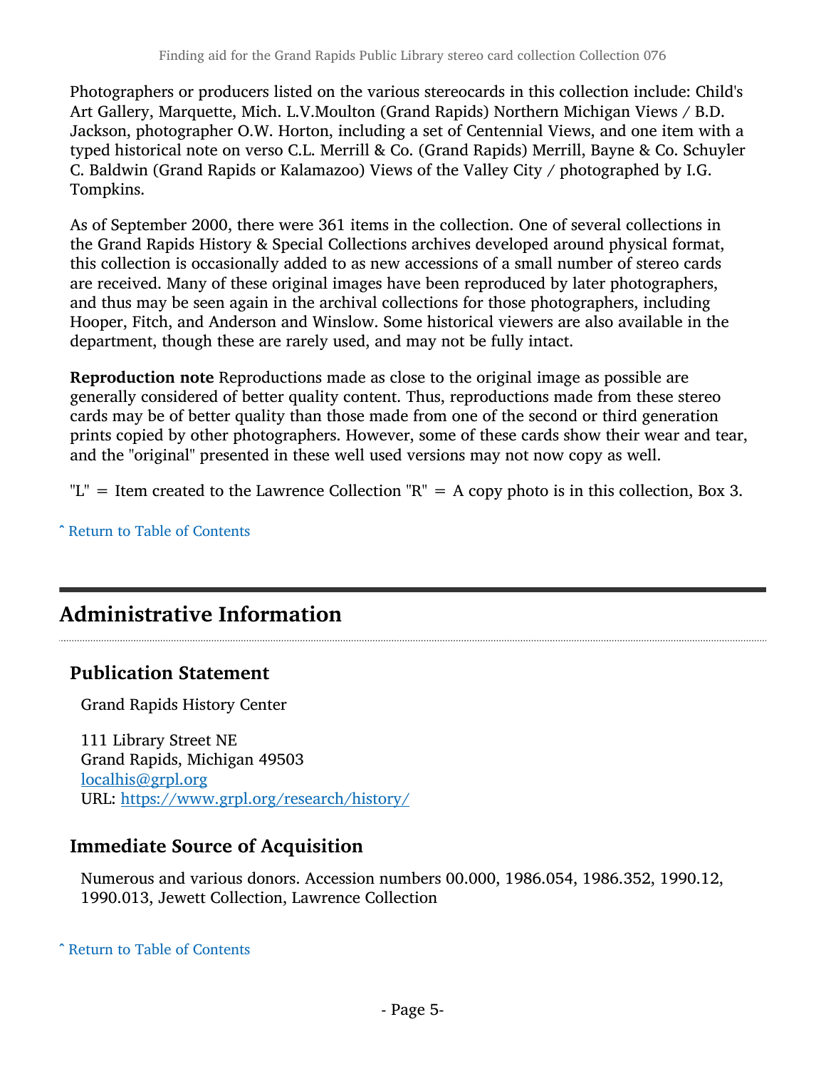Photographers or producers listed on the various stereocards in this collection include: Child's Art Gallery, Marquette, Mich. L.V.Moulton (Grand Rapids) Northern Michigan Views / B.D. Jackson, photographer O.W. Horton, including a set of Centennial Views, and one item with a typed historical note on verso C.L. Merrill & Co. (Grand Rapids) Merrill, Bayne & Co. Schuyler C. Baldwin (Grand Rapids or Kalamazoo) Views of the Valley City / photographed by I.G. Tompkins.

As of September 2000, there were 361 items in the collection. One of several collections in the Grand Rapids History & Special Collections archives developed around physical format, this collection is occasionally added to as new accessions of a small number of stereo cards are received. Many of these original images have been reproduced by later photographers, and thus may be seen again in the archival collections for those photographers, including Hooper, Fitch, and Anderson and Winslow. Some historical viewers are also available in the department, though these are rarely used, and may not be fully intact.

**Reproduction note** Reproductions made as close to the original image as possible are generally considered of better quality content. Thus, reproductions made from these stereo cards may be of better quality than those made from one of the second or third generation prints copied by other photographers. However, some of these cards show their wear and tear, and the "original" presented in these well used versions may not now copy as well.

"L" = Item created to the Lawrence Collection "R" = A copy photo is in this collection, Box 3.

ˆ Return to Table of Contents

## Administrative Information

### Publication Statement

Grand Rapids History Center

111 Library Street NE
Grand Rapids, Michigan 49503
localhis@grpl.org
URL: https://www.grpl.org/research/history/

### Immediate Source of Acquisition

Numerous and various donors. Accession numbers 00.000, 1986.054, 1986.352, 1990.12, 1990.013, Jewett Collection, Lawrence Collection

ˆ Return to Table of Contents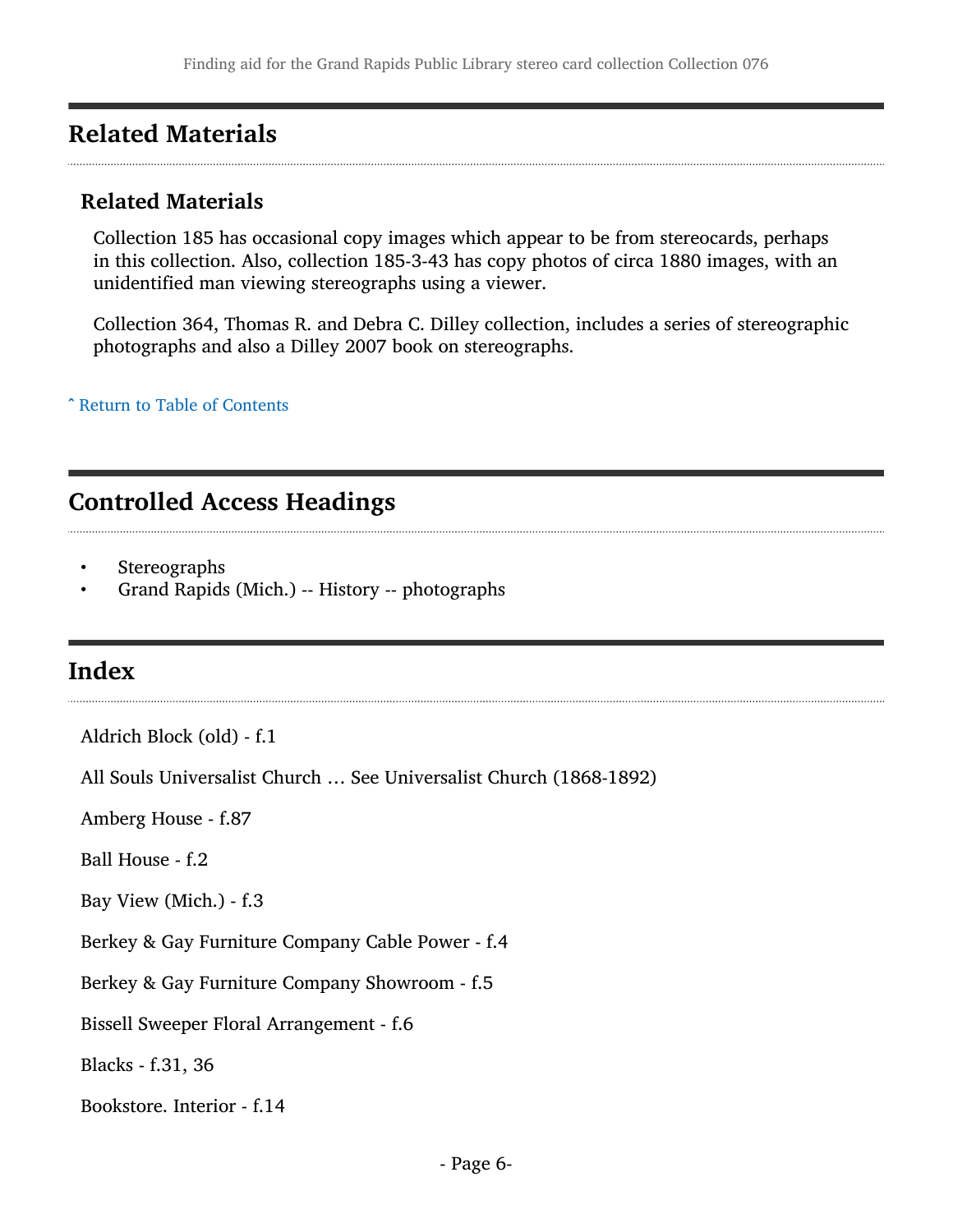## Related Materials

### Related Materials

Collection 185 has occasional copy images which appear to be from stereocards, perhaps in this collection. Also, collection 185-3-43 has copy photos of circa 1880 images, with an unidentified man viewing stereographs using a viewer.

Collection 364, Thomas R. and Debra C. Dilley collection, includes a series of stereographic photographs and also a Dilley 2007 book on stereographs.

ˆ Return to Table of Contents

## Controlled Access Headings

- Stereographs
- Grand Rapids (Mich.) -- History -- photographs

## Index

Aldrich Block (old) - f.1

All Souls Universalist Church … See Universalist Church (1868-1892)

Amberg House - f.87

Ball House - f.2

Bay View (Mich.) - f.3

Berkey & Gay Furniture Company Cable Power - f.4

Berkey & Gay Furniture Company Showroom - f.5

Bissell Sweeper Floral Arrangement - f.6

Blacks - f.31, 36

Bookstore. Interior - f.14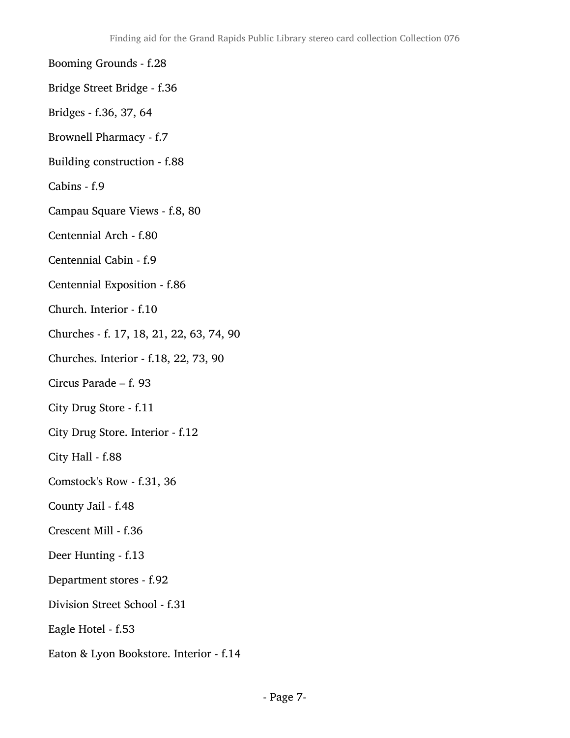Booming Grounds - f.28

Bridge Street Bridge - f.36

Bridges - f.36, 37, 64

Brownell Pharmacy - f.7

Building construction - f.88

Cabins - f.9

Campau Square Views - f.8, 80

Centennial Arch - f.80

Centennial Cabin - f.9

Centennial Exposition - f.86

Church. Interior - f.10

Churches - f. 17, 18, 21, 22, 63, 74, 90

Churches. Interior - f.18, 22, 73, 90

Circus Parade – f. 93

City Drug Store - f.11

City Drug Store. Interior - f.12

City Hall - f.88

Comstock's Row - f.31, 36

County Jail - f.48

Crescent Mill - f.36

Deer Hunting - f.13

Department stores - f.92

Division Street School - f.31

Eagle Hotel - f.53

Eaton & Lyon Bookstore. Interior - f.14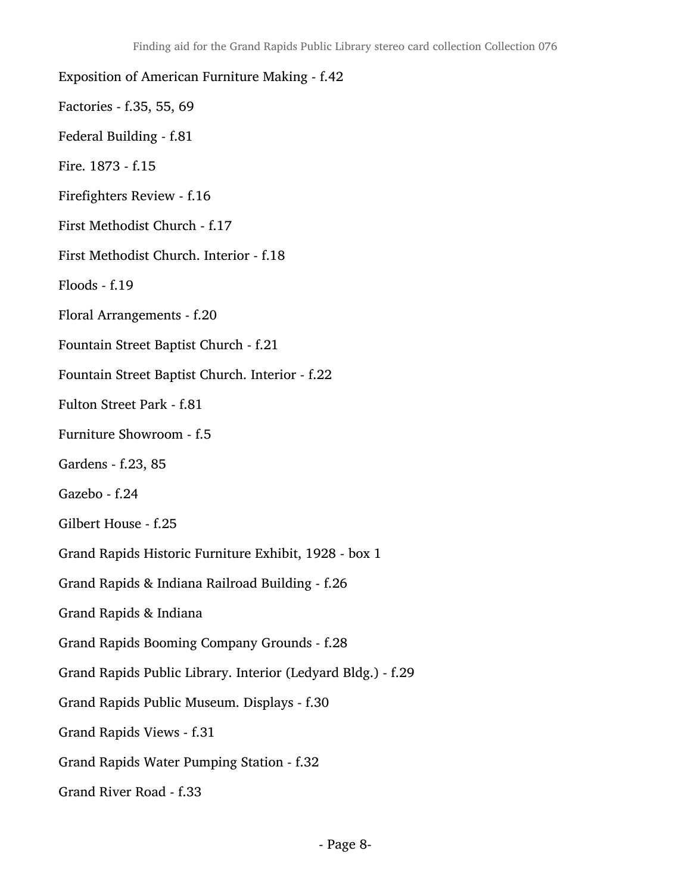Exposition of American Furniture Making - f.42

Factories - f.35, 55, 69

Federal Building - f.81

Fire. 1873 - f.15

Firefighters Review - f.16

First Methodist Church - f.17

First Methodist Church. Interior - f.18

Floods - f.19

Floral Arrangements - f.20

Fountain Street Baptist Church - f.21

Fountain Street Baptist Church. Interior - f.22

Fulton Street Park - f.81

Furniture Showroom - f.5

Gardens - f.23, 85

Gazebo - f.24

Gilbert House - f.25

Grand Rapids Historic Furniture Exhibit, 1928 - box 1

Grand Rapids & Indiana Railroad Building - f.26

Grand Rapids & Indiana

Grand Rapids Booming Company Grounds - f.28

Grand Rapids Public Library. Interior (Ledyard Bldg.) - f.29

Grand Rapids Public Museum. Displays - f.30

Grand Rapids Views - f.31

Grand Rapids Water Pumping Station - f.32

Grand River Road - f.33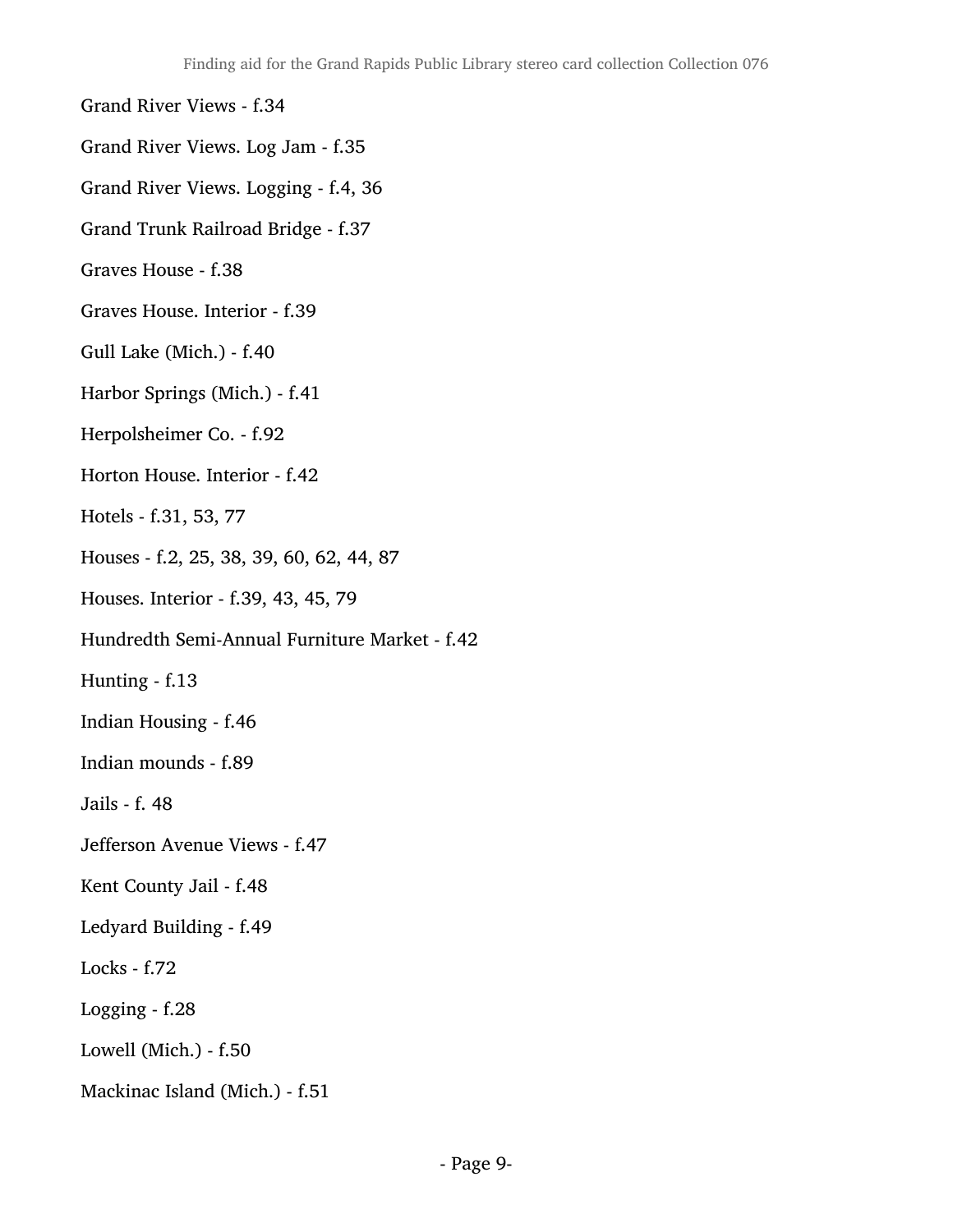Grand River Views - f.34

Grand River Views. Log Jam - f.35

Grand River Views. Logging - f.4, 36

Grand Trunk Railroad Bridge - f.37

Graves House - f.38

Graves House. Interior - f.39

Gull Lake (Mich.) - f.40

Harbor Springs (Mich.) - f.41

Herpolsheimer Co. - f.92

Horton House. Interior - f.42

Hotels - f.31, 53, 77

Houses - f.2, 25, 38, 39, 60, 62, 44, 87

Houses. Interior - f.39, 43, 45, 79

Hundredth Semi-Annual Furniture Market - f.42

Hunting - f.13

Indian Housing - f.46

Indian mounds - f.89

Jails - f. 48

Jefferson Avenue Views - f.47

Kent County Jail - f.48

Ledyard Building - f.49

Locks - f.72

Logging - f.28

Lowell (Mich.) - f.50

Mackinac Island (Mich.) - f.51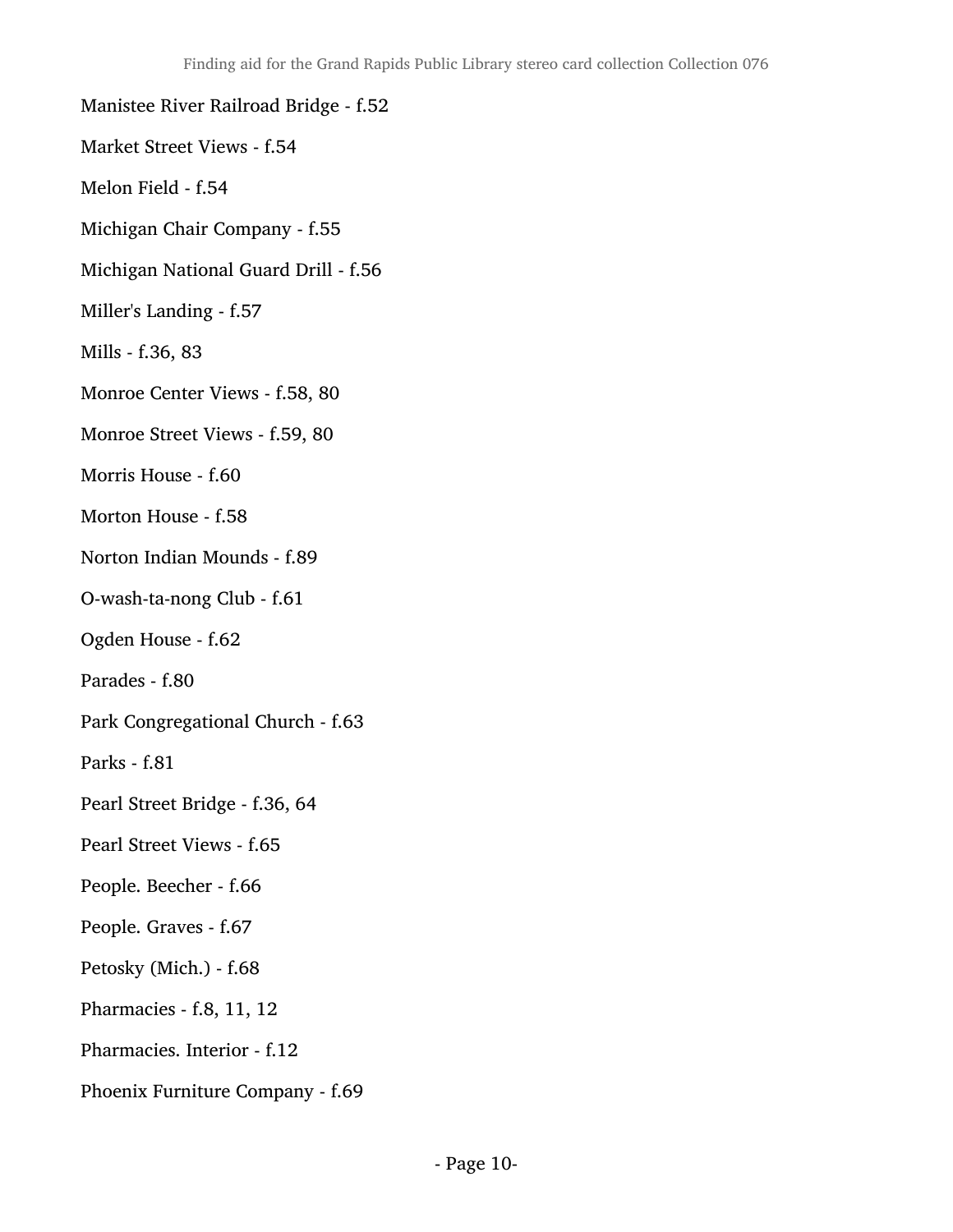Manistee River Railroad Bridge - f.52

Market Street Views - f.54

Melon Field - f.54

Michigan Chair Company - f.55

Michigan National Guard Drill - f.56

Miller's Landing - f.57

Mills - f.36, 83

Monroe Center Views - f.58, 80

Monroe Street Views - f.59, 80

Morris House - f.60

Morton House - f.58

Norton Indian Mounds - f.89

O-wash-ta-nong Club - f.61

Ogden House - f.62

Parades - f.80

Park Congregational Church - f.63

Parks - f.81

Pearl Street Bridge - f.36, 64

Pearl Street Views - f.65

People. Beecher - f.66

People. Graves - f.67

Petosky (Mich.) - f.68

Pharmacies - f.8, 11, 12

Pharmacies. Interior - f.12

Phoenix Furniture Company - f.69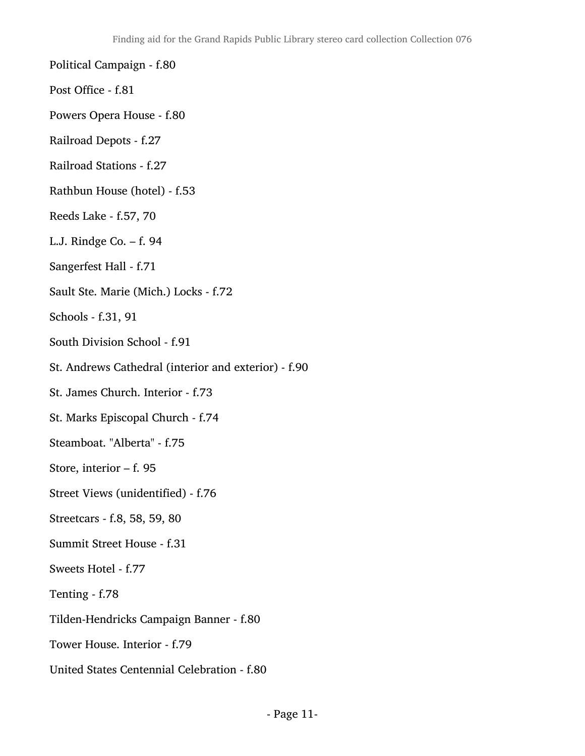Political Campaign - f.80

Post Office - f.81

Powers Opera House - f.80

Railroad Depots - f.27

Railroad Stations - f.27

Rathbun House (hotel) - f.53

Reeds Lake - f.57, 70

L.J. Rindge Co. – f. 94

Sangerfest Hall - f.71

Sault Ste. Marie (Mich.) Locks - f.72

Schools - f.31, 91

South Division School - f.91

St. Andrews Cathedral (interior and exterior) - f.90

St. James Church. Interior - f.73

St. Marks Episcopal Church - f.74

Steamboat. "Alberta" - f.75

Store, interior – f. 95

Street Views (unidentified) - f.76

Streetcars - f.8, 58, 59, 80

Summit Street House - f.31

Sweets Hotel - f.77

Tenting - f.78

Tilden-Hendricks Campaign Banner - f.80

Tower House. Interior - f.79

United States Centennial Celebration - f.80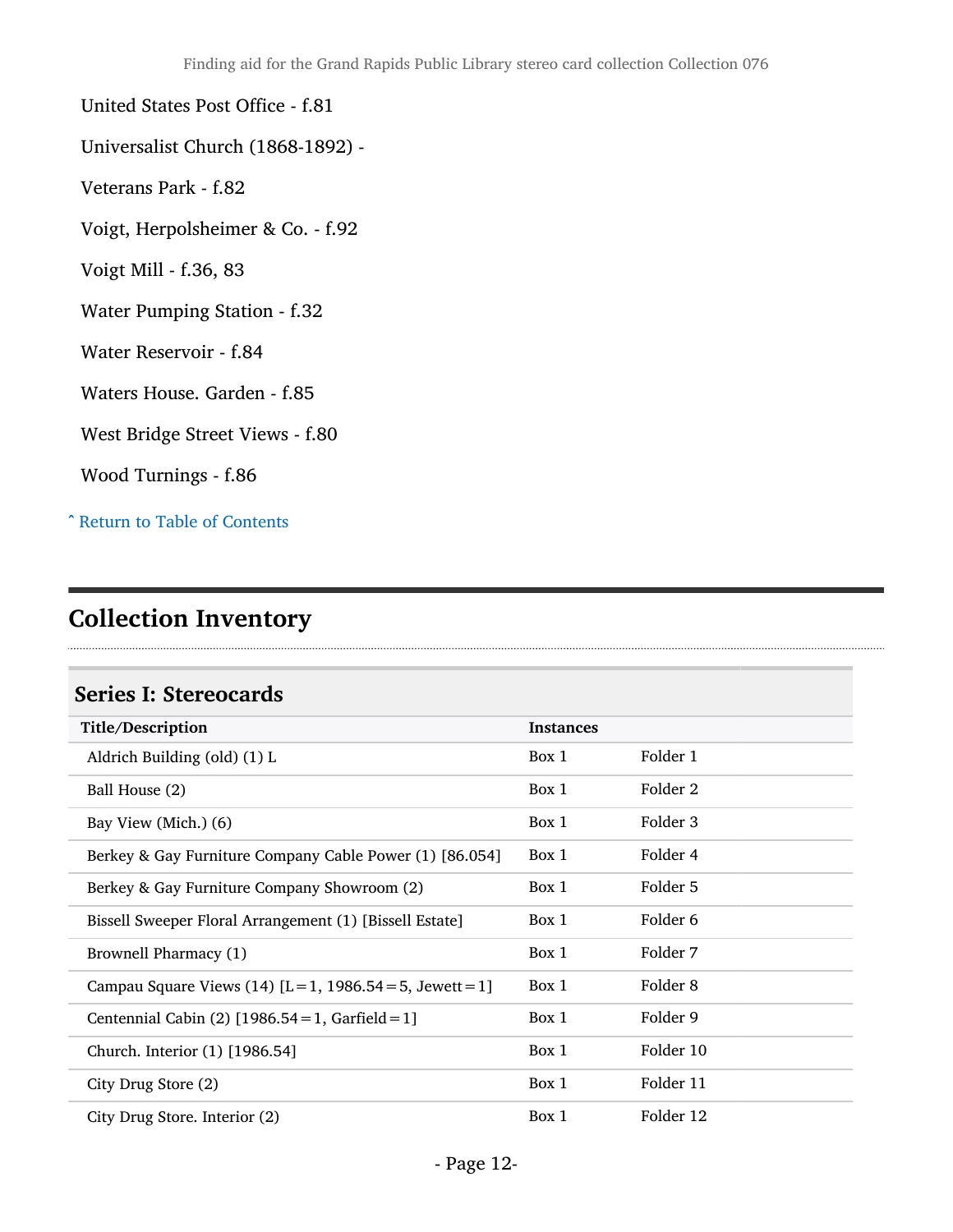United States Post Office - f.81

Universalist Church (1868-1892) -

Veterans Park - f.82

Voigt, Herpolsheimer & Co. - f.92

Voigt Mill - f.36, 83

Water Pumping Station - f.32

Water Reservoir - f.84

Waters House. Garden - f.85

West Bridge Street Views - f.80

Wood Turnings - f.86

ˆ Return to Table of Contents

## Collection Inventory

### Series I: Stereocards

| Title/Description | Instances | |
|---|---|---|
| Aldrich Building (old) (1) L | Box 1 | Folder 1 |
| Ball House (2) | Box 1 | Folder 2 |
| Bay View (Mich.) (6) | Box 1 | Folder 3 |
| Berkey & Gay Furniture Company Cable Power (1) [86.054] | Box 1 | Folder 4 |
| Berkey & Gay Furniture Company Showroom (2) | Box 1 | Folder 5 |
| Bissell Sweeper Floral Arrangement (1) [Bissell Estate] | Box 1 | Folder 6 |
| Brownell Pharmacy (1) | Box 1 | Folder 7 |
| Campau Square Views (14) [L=1, 1986.54=5, Jewett=1] | Box 1 | Folder 8 |
| Centennial Cabin (2) [1986.54=1, Garfield=1] | Box 1 | Folder 9 |
| Church. Interior (1) [1986.54] | Box 1 | Folder 10 |
| City Drug Store (2) | Box 1 | Folder 11 |
| City Drug Store. Interior (2) | Box 1 | Folder 12 |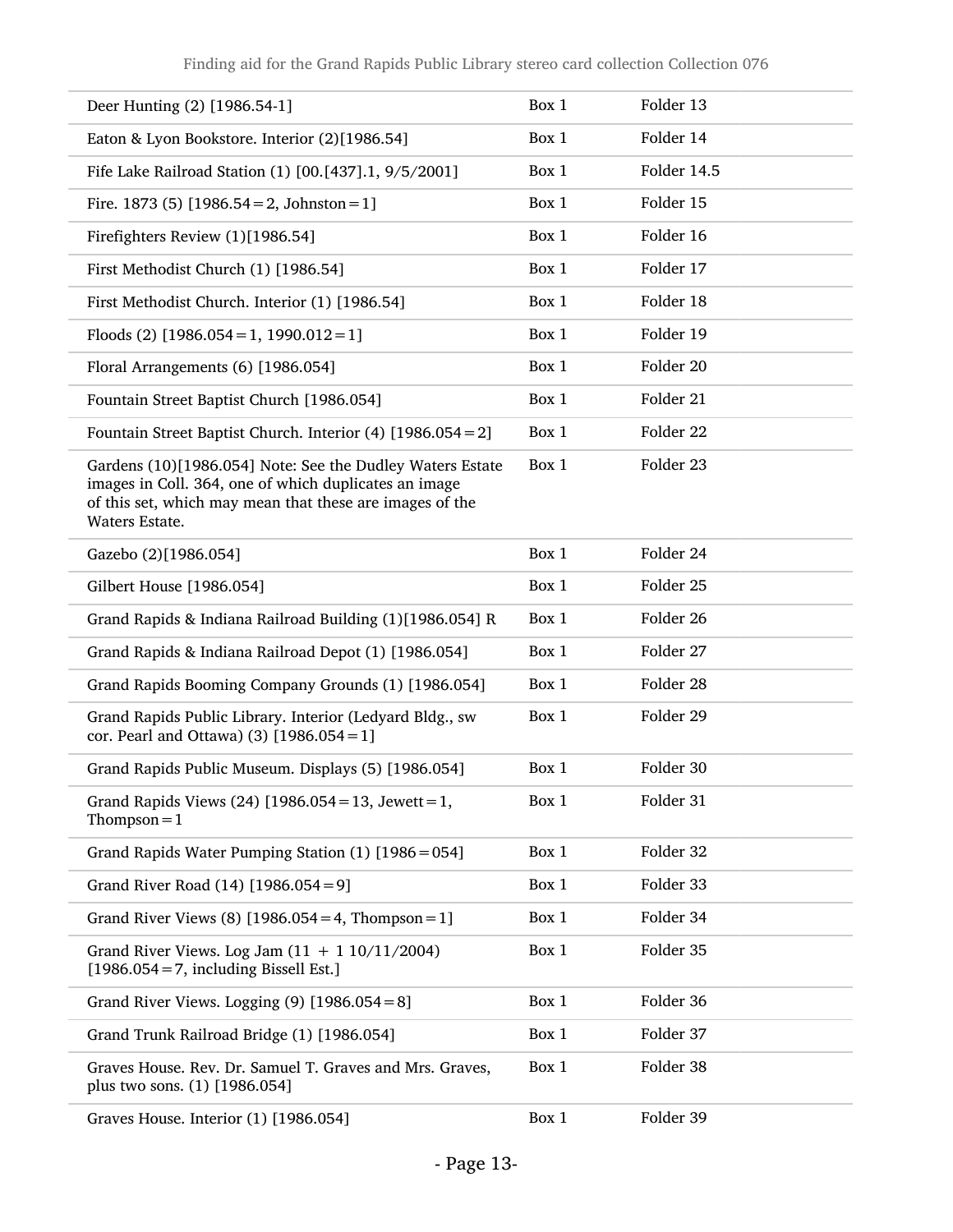| | | |
|---|---|---|
| Deer Hunting (2) [1986.54-1] | Box 1 | Folder 13 |
| Eaton & Lyon Bookstore. Interior (2)[1986.54] | Box 1 | Folder 14 |
| Fife Lake Railroad Station (1) [00.[437].1, 9/5/2001] | Box 1 | Folder 14.5 |
| Fire. 1873 (5) [1986.54=2, Johnston=1] | Box 1 | Folder 15 |
| Firefighters Review (1)[1986.54] | Box 1 | Folder 16 |
| First Methodist Church (1) [1986.54] | Box 1 | Folder 17 |
| First Methodist Church. Interior (1) [1986.54] | Box 1 | Folder 18 |
| Floods (2) [1986.054=1, 1990.012=1] | Box 1 | Folder 19 |
| Floral Arrangements (6) [1986.054] | Box 1 | Folder 20 |
| Fountain Street Baptist Church [1986.054] | Box 1 | Folder 21 |
| Fountain Street Baptist Church. Interior (4) [1986.054=2] | Box 1 | Folder 22 |
| Gardens (10)[1986.054] Note: See the Dudley Waters Estate images in Coll. 364, one of which duplicates an image of this set, which may mean that these are images of the Waters Estate. | Box 1 | Folder 23 |
| Gazebo (2)[1986.054] | Box 1 | Folder 24 |
| Gilbert House [1986.054] | Box 1 | Folder 25 |
| Grand Rapids & Indiana Railroad Building (1)[1986.054] R | Box 1 | Folder 26 |
| Grand Rapids & Indiana Railroad Depot (1) [1986.054] | Box 1 | Folder 27 |
| Grand Rapids Booming Company Grounds (1) [1986.054] | Box 1 | Folder 28 |
| Grand Rapids Public Library. Interior (Ledyard Bldg., sw cor. Pearl and Ottawa) (3) [1986.054=1] | Box 1 | Folder 29 |
| Grand Rapids Public Museum. Displays (5) [1986.054] | Box 1 | Folder 30 |
| Grand Rapids Views (24) [1986.054=13, Jewett=1, Thompson=1 | Box 1 | Folder 31 |
| Grand Rapids Water Pumping Station (1) [1986=054] | Box 1 | Folder 32 |
| Grand River Road (14) [1986.054=9] | Box 1 | Folder 33 |
| Grand River Views (8) [1986.054=4, Thompson=1] | Box 1 | Folder 34 |
| Grand River Views. Log Jam (11 + 1 10/11/2004) [1986.054=7, including Bissell Est.] | Box 1 | Folder 35 |
| Grand River Views. Logging (9) [1986.054=8] | Box 1 | Folder 36 |
| Grand Trunk Railroad Bridge (1) [1986.054] | Box 1 | Folder 37 |
| Graves House. Rev. Dr. Samuel T. Graves and Mrs. Graves, plus two sons. (1) [1986.054] | Box 1 | Folder 38 |
| Graves House. Interior (1) [1986.054] | Box 1 | Folder 39 |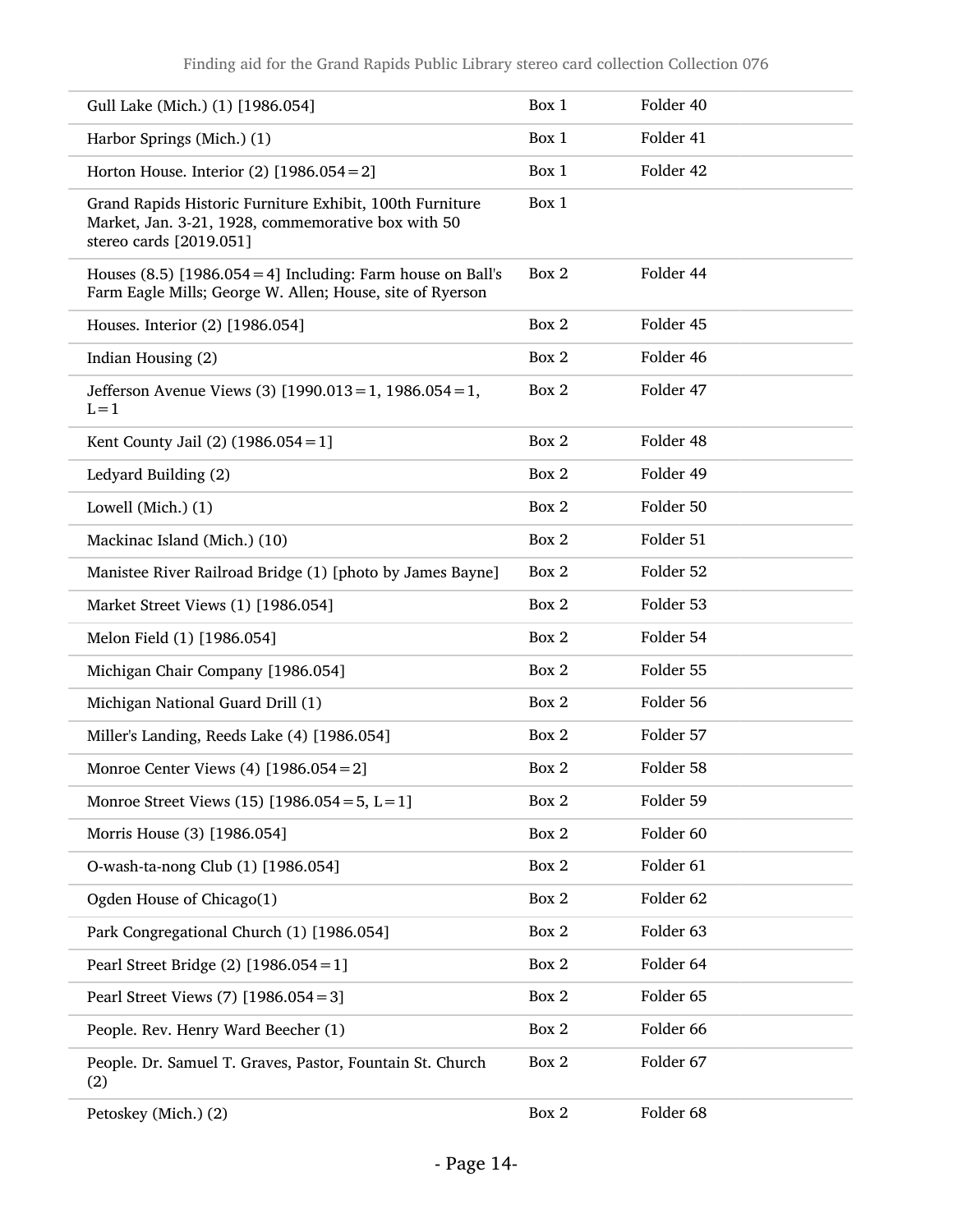| | | |
|---|---|---|
| Gull Lake (Mich.) (1) [1986.054] | Box 1 | Folder 40 |
| Harbor Springs (Mich.) (1) | Box 1 | Folder 41 |
| Horton House. Interior (2) [1986.054=2] | Box 1 | Folder 42 |
| Grand Rapids Historic Furniture Exhibit, 100th Furniture Market, Jan. 3-21, 1928, commemorative box with 50 stereo cards [2019.051] | Box 1 | |
| Houses (8.5) [1986.054=4] Including: Farm house on Ball's Farm Eagle Mills; George W. Allen; House, site of Ryerson | Box 2 | Folder 44 |
| Houses. Interior (2) [1986.054] | Box 2 | Folder 45 |
| Indian Housing (2) | Box 2 | Folder 46 |
| Jefferson Avenue Views (3) [1990.013=1, 1986.054=1, L=1 | Box 2 | Folder 47 |
| Kent County Jail (2) (1986.054=1] | Box 2 | Folder 48 |
| Ledyard Building (2) | Box 2 | Folder 49 |
| Lowell (Mich.) (1) | Box 2 | Folder 50 |
| Mackinac Island (Mich.) (10) | Box 2 | Folder 51 |
| Manistee River Railroad Bridge (1) [photo by James Bayne] | Box 2 | Folder 52 |
| Market Street Views (1) [1986.054] | Box 2 | Folder 53 |
| Melon Field (1) [1986.054] | Box 2 | Folder 54 |
| Michigan Chair Company [1986.054] | Box 2 | Folder 55 |
| Michigan National Guard Drill (1) | Box 2 | Folder 56 |
| Miller's Landing, Reeds Lake (4) [1986.054] | Box 2 | Folder 57 |
| Monroe Center Views (4) [1986.054=2] | Box 2 | Folder 58 |
| Monroe Street Views (15) [1986.054=5, L=1] | Box 2 | Folder 59 |
| Morris House (3) [1986.054] | Box 2 | Folder 60 |
| O-wash-ta-nong Club (1) [1986.054] | Box 2 | Folder 61 |
| Ogden House of Chicago(1) | Box 2 | Folder 62 |
| Park Congregational Church (1) [1986.054] | Box 2 | Folder 63 |
| Pearl Street Bridge (2) [1986.054=1] | Box 2 | Folder 64 |
| Pearl Street Views (7) [1986.054=3] | Box 2 | Folder 65 |
| People. Rev. Henry Ward Beecher (1) | Box 2 | Folder 66 |
| People. Dr. Samuel T. Graves, Pastor, Fountain St. Church (2) | Box 2 | Folder 67 |
| Petoskey (Mich.) (2) | Box 2 | Folder 68 |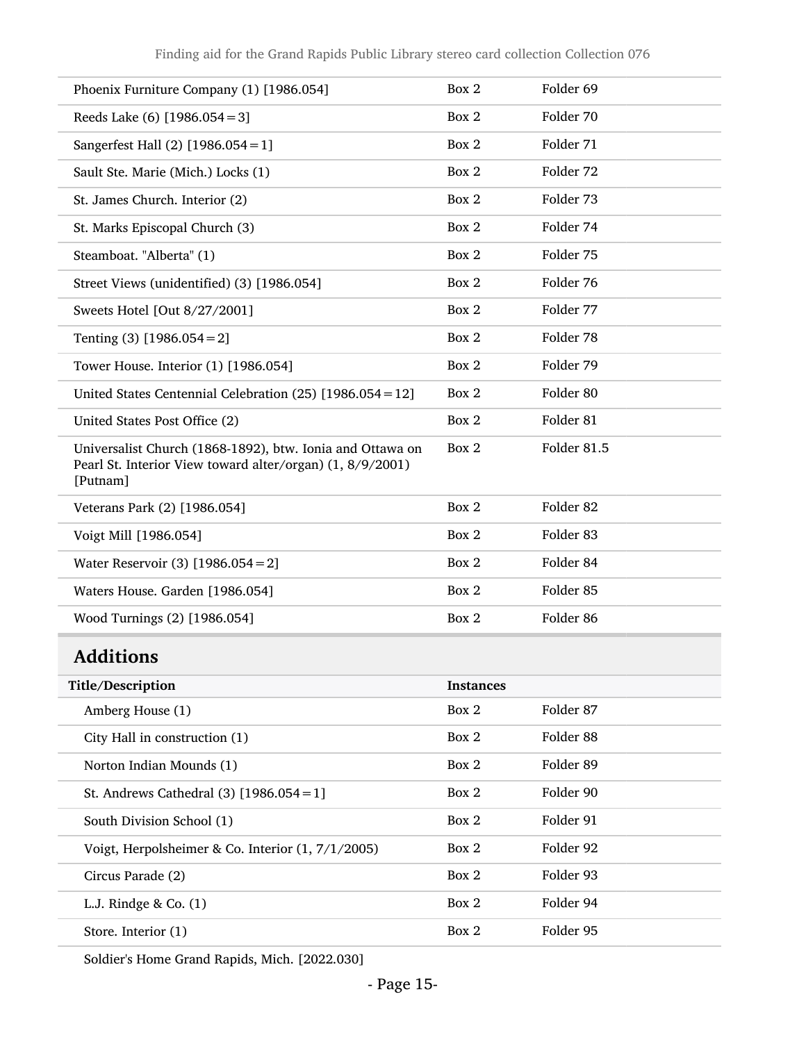| | | |
|---|---|---|
| Phoenix Furniture Company (1) [1986.054] | Box 2 | Folder 69 |
| Reeds Lake (6) [1986.054=3] | Box 2 | Folder 70 |
| Sangerfest Hall (2) [1986.054=1] | Box 2 | Folder 71 |
| Sault Ste. Marie (Mich.) Locks (1) | Box 2 | Folder 72 |
| St. James Church. Interior (2) | Box 2 | Folder 73 |
| St. Marks Episcopal Church (3) | Box 2 | Folder 74 |
| Steamboat. "Alberta" (1) | Box 2 | Folder 75 |
| Street Views (unidentified) (3) [1986.054] | Box 2 | Folder 76 |
| Sweets Hotel [Out 8/27/2001] | Box 2 | Folder 77 |
| Tenting (3) [1986.054=2] | Box 2 | Folder 78 |
| Tower House. Interior (1) [1986.054] | Box 2 | Folder 79 |
| United States Centennial Celebration (25) [1986.054=12] | Box 2 | Folder 80 |
| United States Post Office (2) | Box 2 | Folder 81 |
| Universalist Church (1868-1892), btw. Ionia and Ottawa on Pearl St. Interior View toward alter/organ) (1, 8/9/2001) [Putnam] | Box 2 | Folder 81.5 |
| Veterans Park (2) [1986.054] | Box 2 | Folder 82 |
| Voigt Mill [1986.054] | Box 2 | Folder 83 |
| Water Reservoir (3) [1986.054=2] | Box 2 | Folder 84 |
| Waters House. Garden [1986.054] | Box 2 | Folder 85 |
| Wood Turnings (2) [1986.054] | Box 2 | Folder 86 |

## Additions

| Title/Description | Instances | |
|---|---|---|
| Amberg House (1) | Box 2 | Folder 87 |
| City Hall in construction (1) | Box 2 | Folder 88 |
| Norton Indian Mounds (1) | Box 2 | Folder 89 |
| St. Andrews Cathedral (3) [1986.054=1] | Box 2 | Folder 90 |
| South Division School (1) | Box 2 | Folder 91 |
| Voigt, Herpolsheimer & Co. Interior (1, 7/1/2005) | Box 2 | Folder 92 |
| Circus Parade (2) | Box 2 | Folder 93 |
| L.J. Rindge & Co. (1) | Box 2 | Folder 94 |
| Store. Interior (1) | Box 2 | Folder 95 |
| Soldier's Home Grand Rapids, Mich. [2022.030] | | |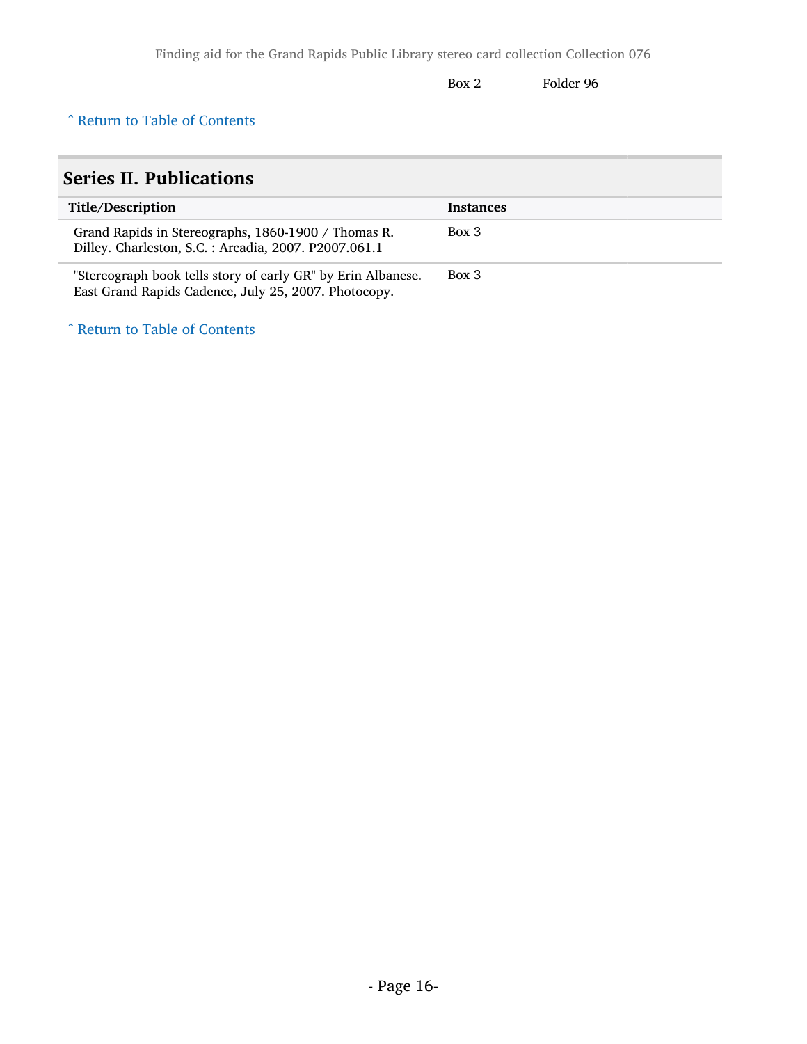| | | Box 2 | Folder 96 |
|---|---|---|---|

ˆ Return to Table of Contents

## Series II. Publications

| Title/Description | Instances |
|---|---|
| Grand Rapids in Stereographs, 1860-1900 / Thomas R. Dilley. Charleston, S.C. : Arcadia, 2007. P2007.061.1 | Box 3 |
| "Stereograph book tells story of early GR" by Erin Albanese. East Grand Rapids Cadence, July 25, 2007. Photocopy. | Box 3 |

ˆ Return to Table of Contents